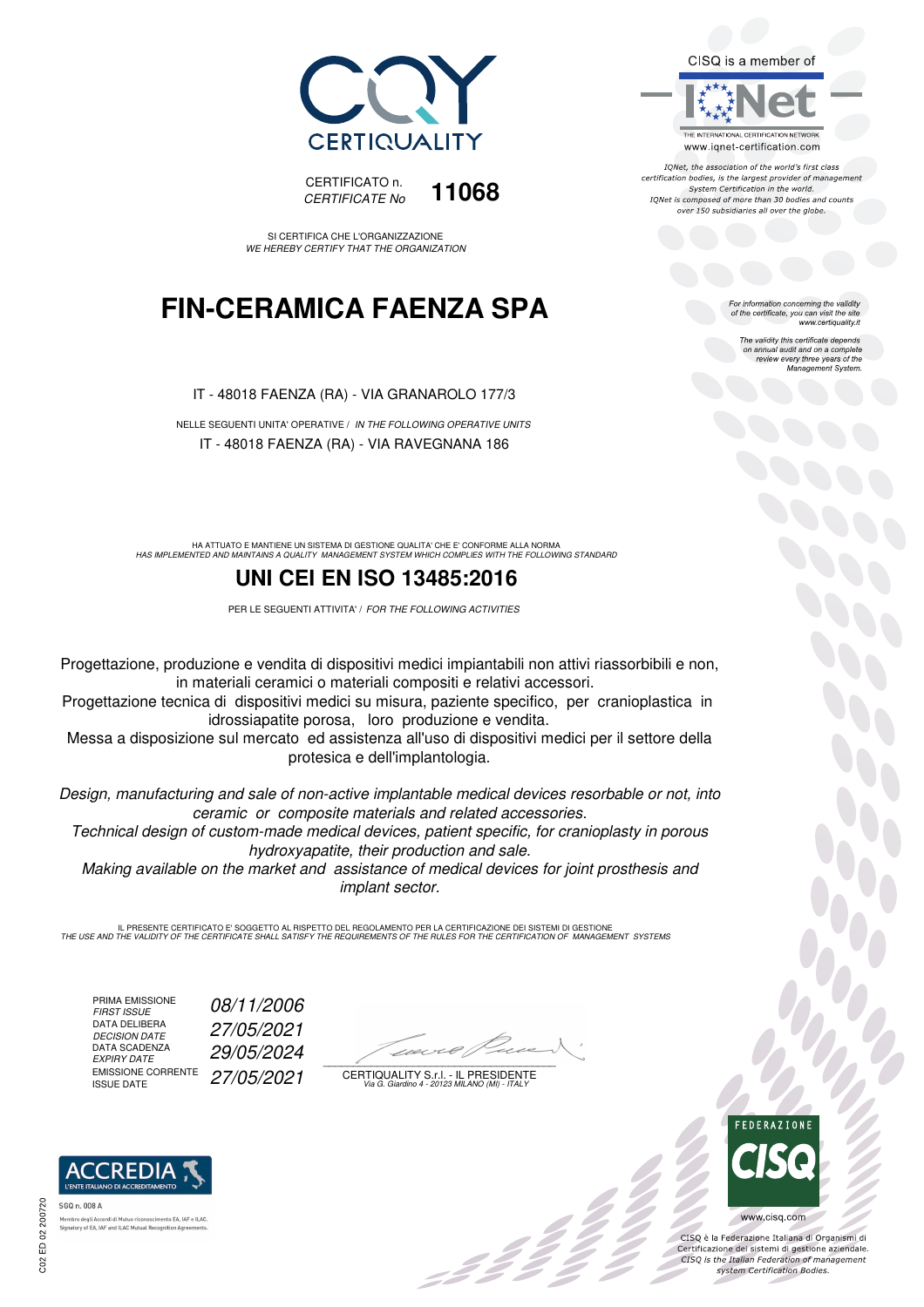CERTIQUALITY

CERTIFICATO n.
*CERTIFICATE No* **11068**

SI CERTIFICA CHE L'ORGANIZZAZIONE
*WE HEREBY CERTIFY THAT THE ORGANIZATION*

# FIN-CERAMICA FAENZA SPA

IT - 48018 FAENZA (RA) - VIA GRANAROLO 177/3

NELLE SEGUENTI UNITA' OPERATIVE / *IN THE FOLLOWING OPERATIVE UNITS*
IT - 48018 FAENZA (RA) - VIA RAVEGNANA 186

HA ATTUATO E MANTIENE UN SISTEMA DI GESTIONE QUALITA' CHE E' CONFORME ALLA NORMA
*HAS IMPLEMENTED AND MAINTAINS A QUALITY MANAGEMENT SYSTEM WHICH COMPLIES WITH THE FOLLOWING STANDARD*

## UNI CEI EN ISO 13485:2016

PER LE SEGUENTI ATTIVITA' / *FOR THE FOLLOWING ACTIVITIES*

Progettazione, produzione e vendita di dispositivi medici impiantabili non attivi riassorbibili e non, in materiali ceramici o materiali compositi e relativi accessori.
Progettazione tecnica di dispositivi medici su misura, paziente specifico, per cranioplastica in idrossiapatite porosa, loro produzione e vendita.
Messa a disposizione sul mercato ed assistenza all'uso di dispositivi medici per il settore della protesica e dell'implantologia.

*Design, manufacturing and sale of non-active implantable medical devices resorbable or not, into ceramic or composite materials and related accessories.*
*Technical design of custom-made medical devices, patient specific, for cranioplasty in porous hydroxyapatite, their production and sale.*
*Making available on the market and assistance of medical devices for joint prosthesis and implant sector.*

IL PRESENTE CERTIFICATO E' SOGGETTO AL RISPETTO DEL REGOLAMENTO PER LA CERTIFICAZIONE DEI SISTEMI DI GESTIONE
*THE USE AND THE VALIDITY OF THE CERTIFICATE SHALL SATISFY THE REQUIREMENTS OF THE RULES FOR THE CERTIFICATION OF MANAGEMENT SYSTEMS*

| | |
|---|---|
| PRIMA EMISSIONE / *FIRST ISSUE* | *08/11/2006* |
| DATA DELIBERA / *DECISION DATE* | *27/05/2021* |
| DATA SCADENZA / *EXPIRY DATE* | *29/05/2024* |
| EMISSIONE CORRENTE / *ISSUE DATE* | *27/05/2021* |

CERTIQUALITY S.r.l. - IL PRESIDENTE
*Via G. Giardino 4 - 20123 MILANO (MI) - ITALY*

CISQ is a member of IQNet
THE INTERNATIONAL CERTIFICATION NETWORK
www.iqnet-certification.com

*IQNet, the association of the world's first class certification bodies, is the largest provider of management System Certification in the world. IQNet is composed of more than 30 bodies and counts over 150 subsidiaries all over the globe.*

*For information concerning the validity of the certificate, you can visit the site www.certiquality.it*

*The validity this certificate depends on annual audit and on a complete review every three years of the Management System.*

ACCREDIA
L'ENTE ITALIANO DI ACCREDITAMENTO
SGQ n. 008 A
Membro degli Accordi di Mutuo riconoscimento EA, IAF e ILAC.
Signatory of EA, IAF and ILAC Mutual Recognition Agreements.

FEDERAZIONE CISQ
www.cisq.com
CISQ è la Federazione Italiana di Organismi di Certificazione dei sistemi di gestione aziendale.
*CISQ is the Italian Federation of management system Certification Bodies.*

C02 ED 02 200720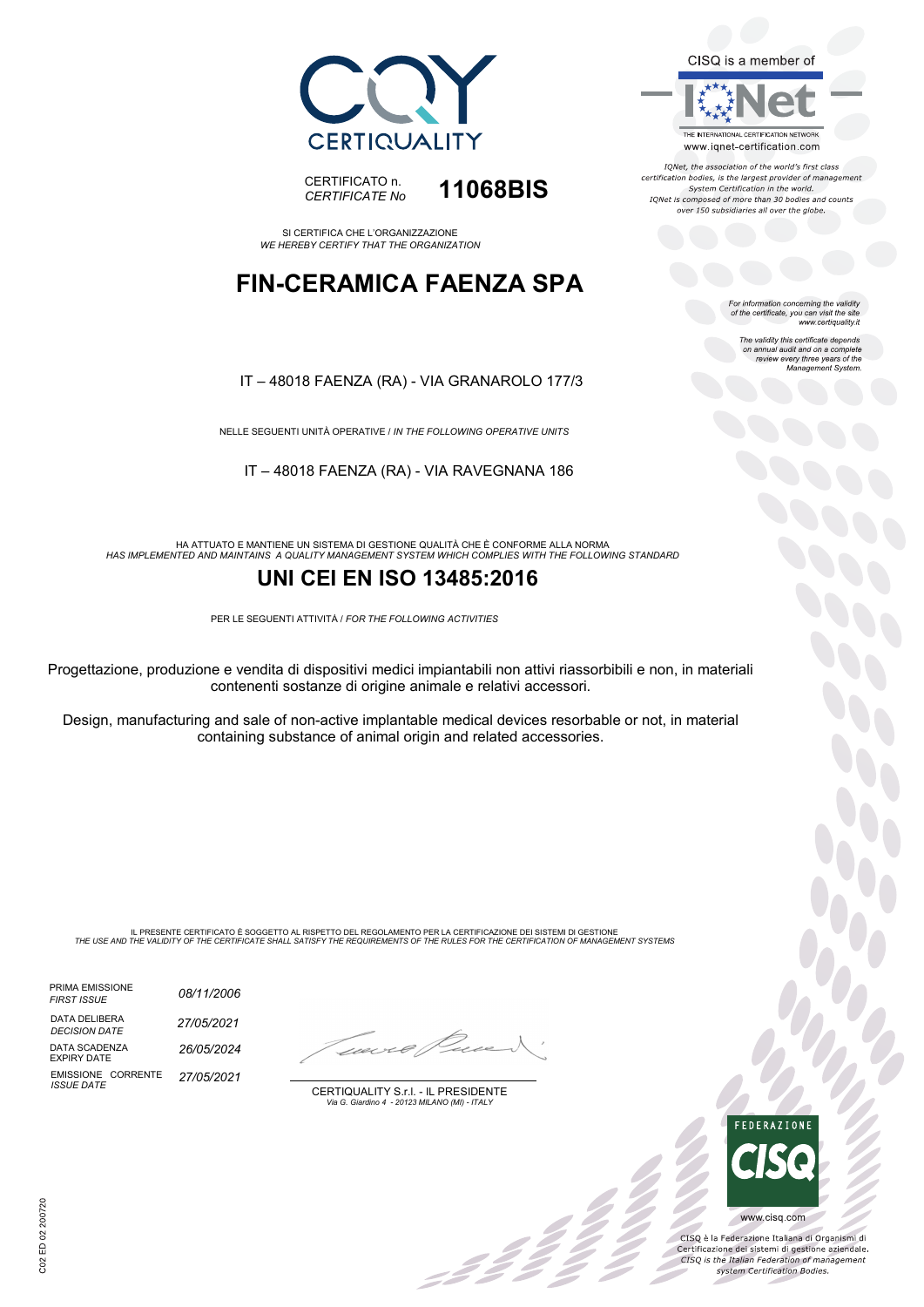CERTIQUALITY

CERTIFICATO n.
*CERTIFICATE No* **11068BIS**

SI CERTIFICA CHE L'ORGANIZZAZIONE
*WE HEREBY CERTIFY THAT THE ORGANIZATION*

# FIN-CERAMICA FAENZA SPA

IT – 48018 FAENZA (RA) - VIA GRANAROLO 177/3

NELLE SEGUENTI UNITÀ OPERATIVE / *IN THE FOLLOWING OPERATIVE UNITS*

IT – 48018 FAENZA (RA) - VIA RAVEGNANA 186

HA ATTUATO E MANTIENE UN SISTEMA DI GESTIONE QUALITÀ CHE È CONFORME ALLA NORMA
*HAS IMPLEMENTED AND MAINTAINS A QUALITY MANAGEMENT SYSTEM WHICH COMPLIES WITH THE FOLLOWING STANDARD*

## UNI CEI EN ISO 13485:2016

PER LE SEGUENTI ATTIVITÀ / *FOR THE FOLLOWING ACTIVITIES*

Progettazione, produzione e vendita di dispositivi medici impiantabili non attivi riassorbibili e non, in materiali contenenti sostanze di origine animale e relativi accessori.

Design, manufacturing and sale of non-active implantable medical devices resorbable or not, in material containing substance of animal origin and related accessories.

IL PRESENTE CERTIFICATO È SOGGETTO AL RISPETTO DEL REGOLAMENTO PER LA CERTIFICAZIONE DEI SISTEMI DI GESTIONE
*THE USE AND THE VALIDITY OF THE CERTIFICATE SHALL SATISFY THE REQUIREMENTS OF THE RULES FOR THE CERTIFICATION OF MANAGEMENT SYSTEMS*

| | |
|---|---|
| PRIMA EMISSIONE *FIRST ISSUE* | *08/11/2006* |
| DATA DELIBERA *DECISION DATE* | *27/05/2021* |
| DATA SCADENZA EXPIRY DATE | *26/05/2024* |
| EMISSIONE CORRENTE *ISSUE DATE* | *27/05/2021* |

CERTIQUALITY S.r.l. - IL PRESIDENTE
*Via G. Giardino 4 - 20123 MILANO (MI) - ITALY*

CISQ is a member of IQNet
THE INTERNATIONAL CERTIFICATION NETWORK
www.iqnet-certification.com

*IQNet, the association of the world's first class certification bodies, is the largest provider of management System Certification in the world. IQNet is composed of more than 30 bodies and counts over 150 subsidiaries all over the globe.*

*For information concerning the validity of the certificate, you can visit the site www.certiquality.it*

*The validity this certificate depends on annual audit and on a complete review every three years of the Management System.*

FEDERAZIONE CISQ
www.cisq.com

CISQ è la Federazione Italiana di Organismi di Certificazione dei sistemi di gestione aziendale.
*CISQ is the Italian Federation of management system Certification Bodies.*

C02 ED 02 200720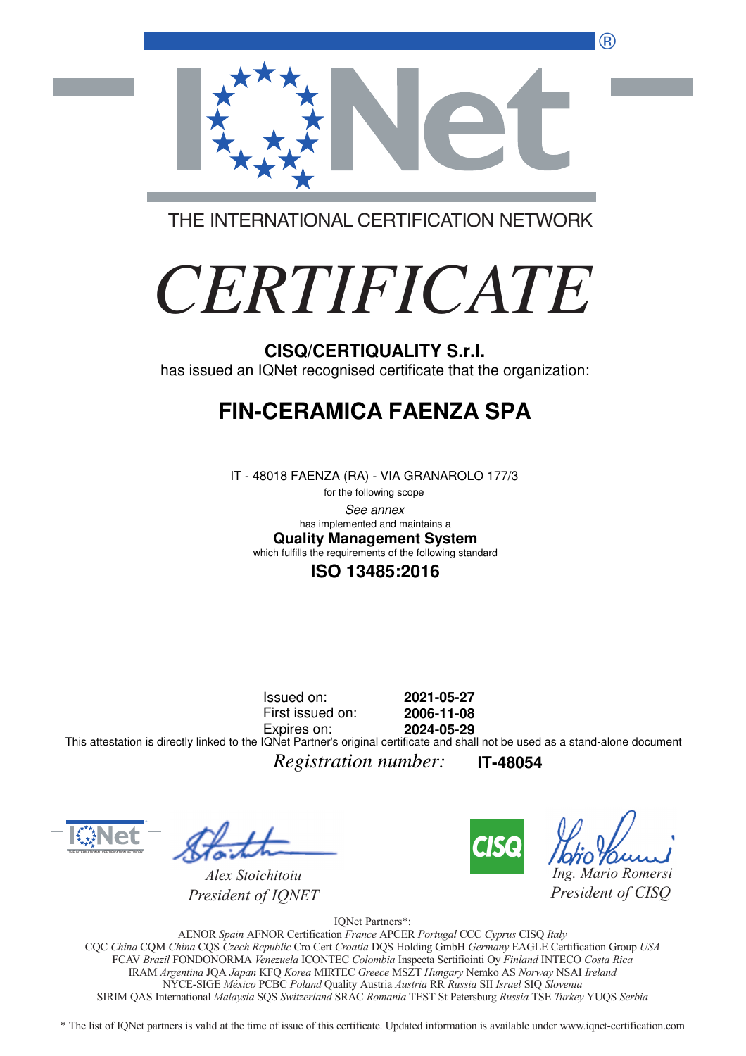THE INTERNATIONAL CERTIFICATION NETWORK

# *CERTIFICATE*

**CISQ/CERTIQUALITY S.r.l.**

has issued an IQNet recognised certificate that the organization:

## FIN-CERAMICA FAENZA SPA

IT - 48018 FAENZA (RA) - VIA GRANAROLO 177/3

for the following scope

*See annex*

has implemented and maintains a

**Quality Management System**

which fulfills the requirements of the following standard

**ISO 13485:2016**

Issued on: **2021-05-27**

First issued on: **2006-11-08**

Expires on: **2024-05-29**

This attestation is directly linked to the IQNet Partner's original certificate and shall not be used as a stand-alone document

*Registration number:* **IT-48054**

*Alex Stoichitoiu*
*President of IQNET*

*Ing. Mario Romersi*
*President of CISQ*

IQNet Partners*:

AENOR *Spain* AFNOR Certification *France* APCER *Portugal* CCC *Cyprus* CISQ *Italy*
CQC *China* CQM *China* CQS *Czech Republic* Cro Cert *Croatia* DQS Holding GmbH *Germany* EAGLE Certification Group *USA*
FCAV *Brazil* FONDONORMA *Venezuela* ICONTEC *Colombia* Inspecta Sertifiointi Oy *Finland* INTECO *Costa Rica*
IRAM *Argentina* JQA *Japan* KFQ *Korea* MIRTEC *Greece* MSZT *Hungary* Nemko AS *Norway* NSAI *Ireland*
NYCE-SIGE *México* PCBC *Poland* Quality Austria *Austria* RR *Russia* SII *Israel* SIQ *Slovenia*
SIRIM QAS International *Malaysia* SQS *Switzerland* SRAC *Romania* TEST St Petersburg *Russia* TSE *Turkey* YUQS *Serbia*

* The list of IQNet partners is valid at the time of issue of this certificate. Updated information is available under www.iqnet-certification.com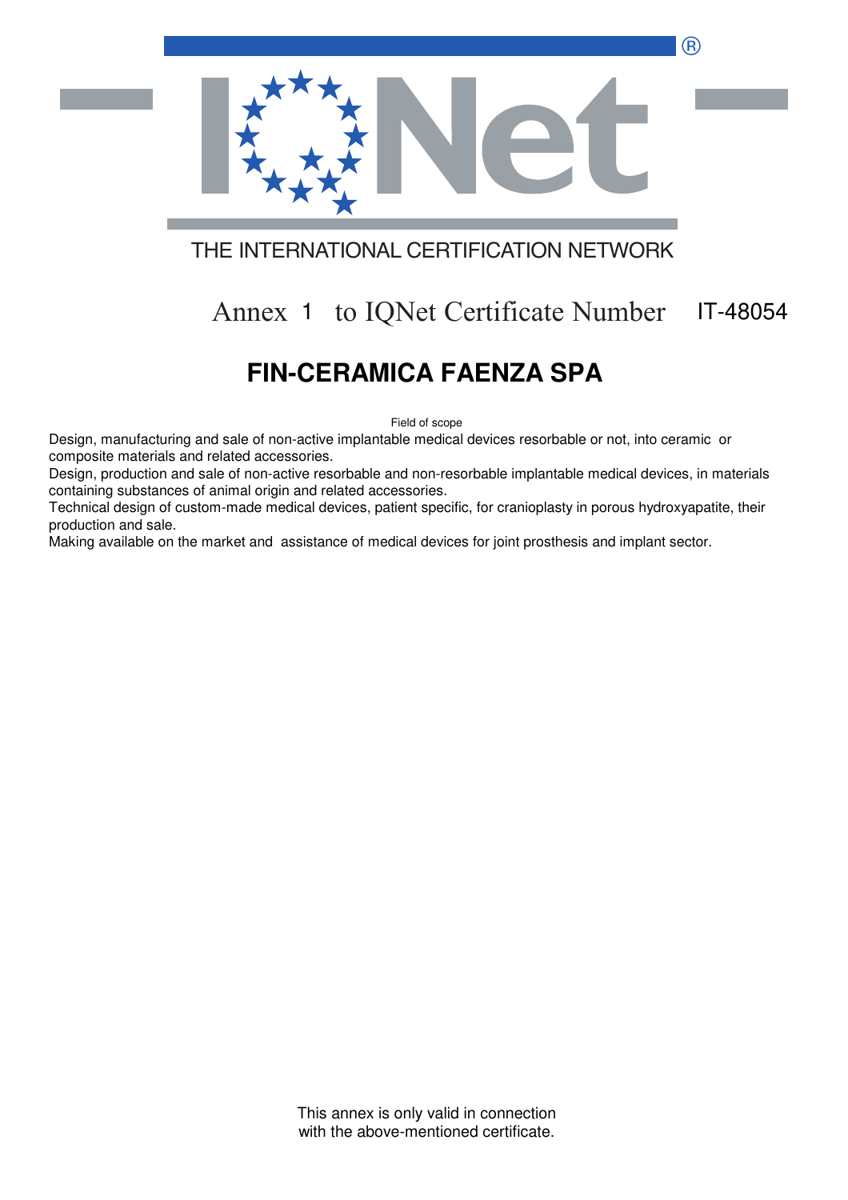THE INTERNATIONAL CERTIFICATION NETWORK

Annex 1 to IQNet Certificate Number IT-48054

# FIN-CERAMICA FAENZA SPA

Field of scope

Design, manufacturing and sale of non-active implantable medical devices resorbable or not, into ceramic or composite materials and related accessories.
Design, production and sale of non-active resorbable and non-resorbable implantable medical devices, in materials containing substances of animal origin and related accessories.
Technical design of custom-made medical devices, patient specific, for cranioplasty in porous hydroxyapatite, their production and sale.
Making available on the market and assistance of medical devices for joint prosthesis and implant sector.

This annex is only valid in connection with the above-mentioned certificate.